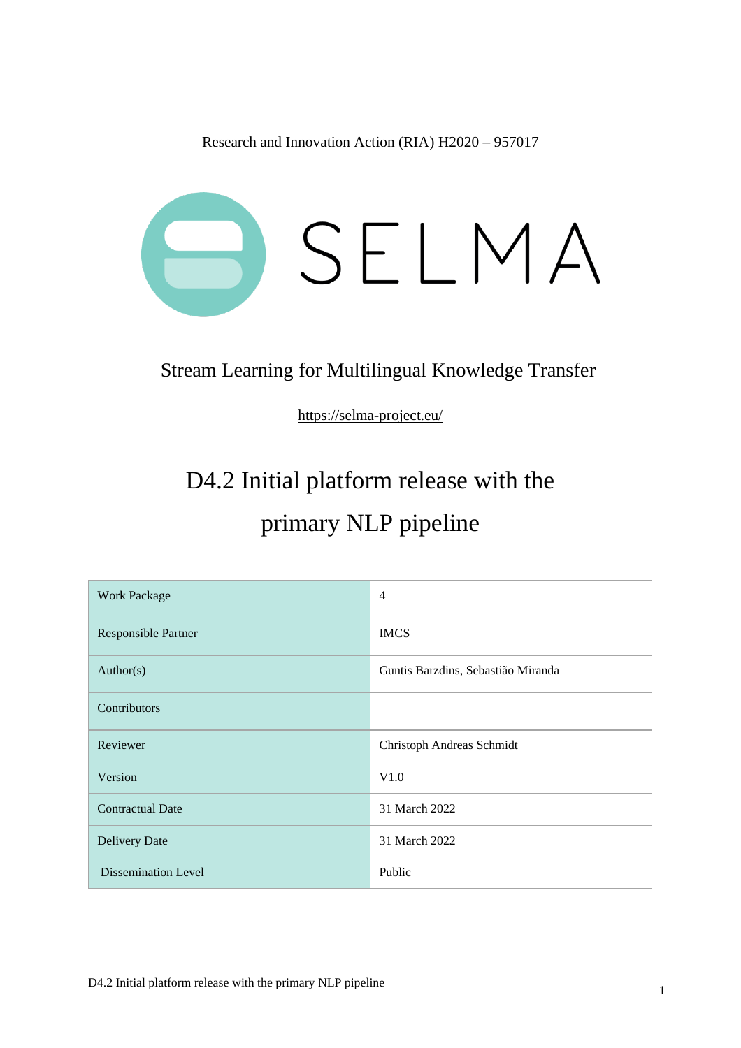Research and Innovation Action (RIA) H2020 – 957017

SELMA

Stream Learning for Multilingual Knowledge Transfer

https://selma-project.eu/

# D4.2 Initial platform release with the primary NLP pipeline

| Work Package | 4 |
|---|---|
| Responsible Partner | IMCS |
| Author(s) | Guntis Barzdins, Sebastião Miranda |
| Contributors | |
| Reviewer | Christoph Andreas Schmidt |
| Version | V1.0 |
| Contractual Date | 31 March 2022 |
| Delivery Date | 31 March 2022 |
| Dissemination Level | Public |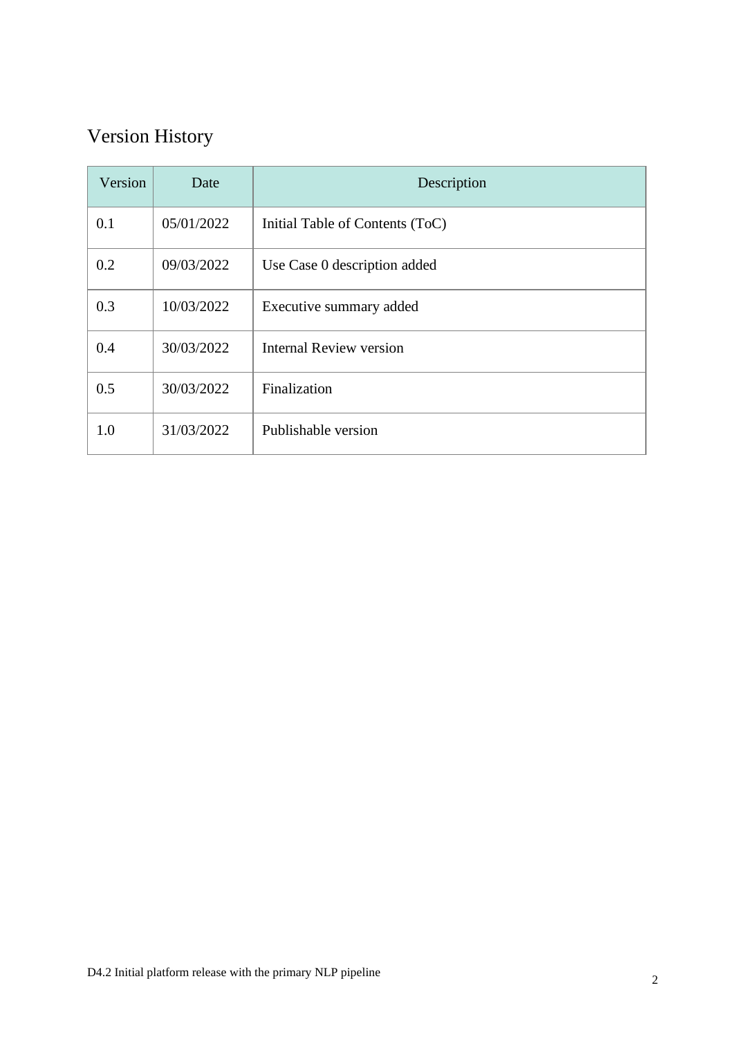# Version History

| Version | Date | Description |
| --- | --- | --- |
| 0.1 | 05/01/2022 | Initial Table of Contents (ToC) |
| 0.2 | 09/03/2022 | Use Case 0 description added |
| 0.3 | 10/03/2022 | Executive summary added |
| 0.4 | 30/03/2022 | Internal Review version |
| 0.5 | 30/03/2022 | Finalization |
| 1.0 | 31/03/2022 | Publishable version |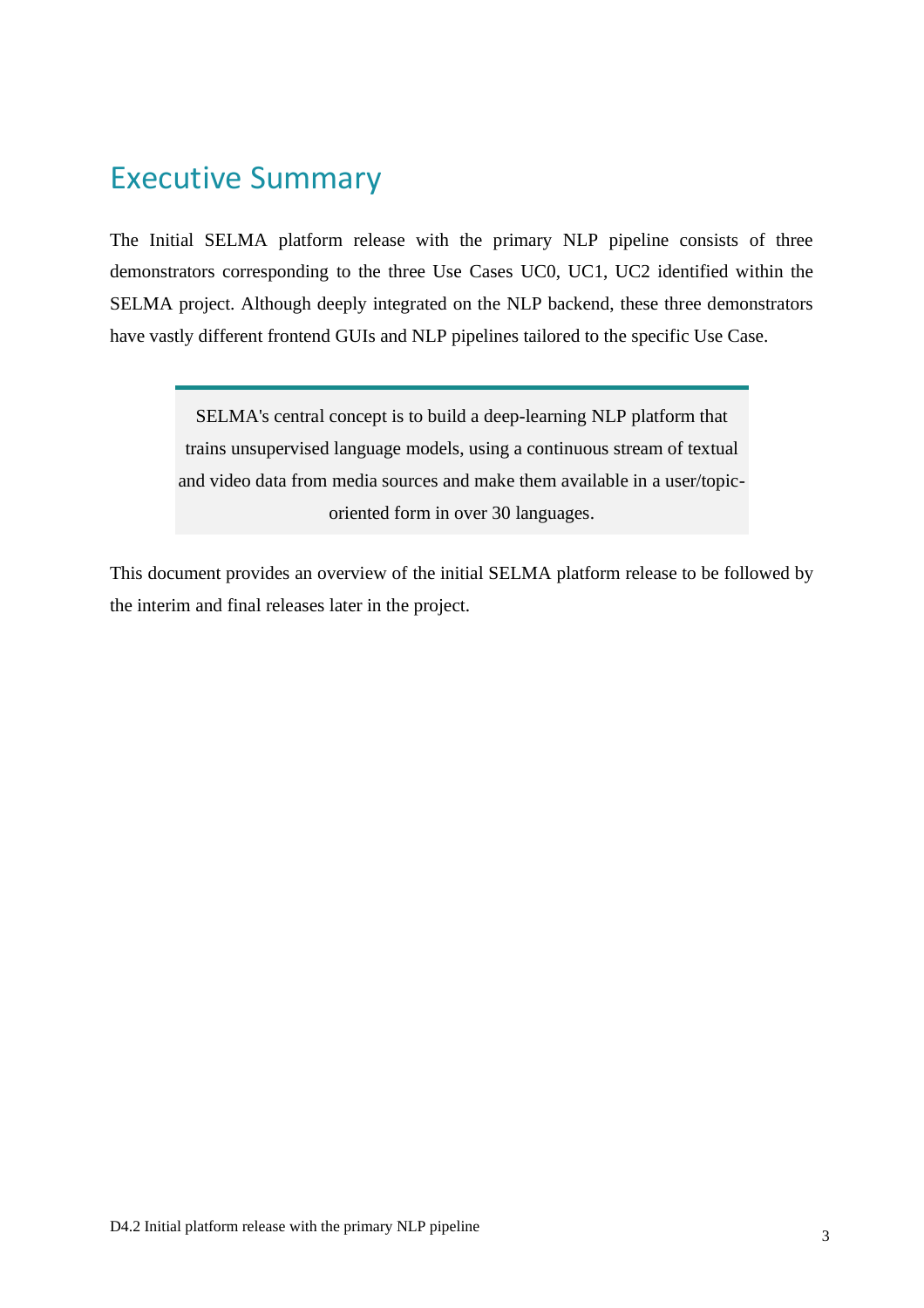# Executive Summary

The Initial SELMA platform release with the primary NLP pipeline consists of three demonstrators corresponding to the three Use Cases UC0, UC1, UC2 identified within the SELMA project. Although deeply integrated on the NLP backend, these three demonstrators have vastly different frontend GUIs and NLP pipelines tailored to the specific Use Case.

> SELMA's central concept is to build a deep-learning NLP platform that trains unsupervised language models, using a continuous stream of textual and video data from media sources and make them available in a user/topic-oriented form in over 30 languages.

This document provides an overview of the initial SELMA platform release to be followed by the interim and final releases later in the project.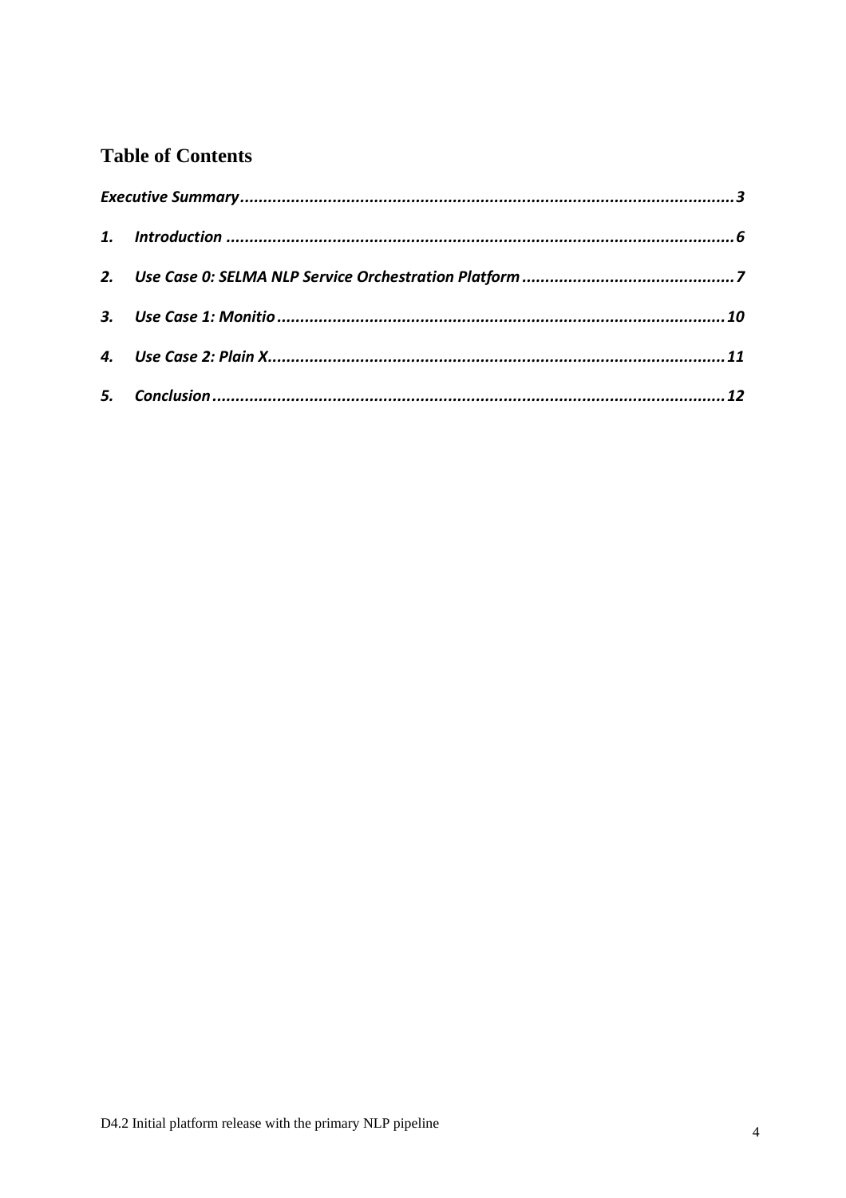## Table of Contents

*Executive Summary* ..................................................................................................... *3*

*1. Introduction* ..................................................................................................... *6*

*2. Use Case 0: SELMA NLP Service Orchestration Platform* ..................................... *7*

*3. Use Case 1: Monitio* ..................................................................................................... *10*

*4. Use Case 2: Plain X* ..................................................................................................... *11*

*5. Conclusion* ..................................................................................................... *12*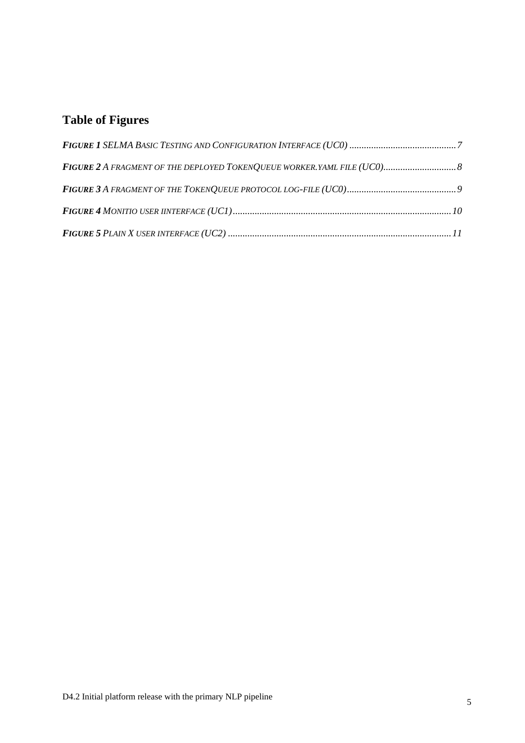## Table of Figures

***Figure 1*** *SELMA Basic Testing and Configuration Interface (UC0)* ........................................... 7

***Figure 2*** *A fragment of the deployed TokenQueue worker.yaml file (UC0)*............................. 8

***Figure 3*** *A fragment of the TokenQueue protocol log-file (UC0)*............................................ 9

***Figure 4*** *Monitio user iinterface (UC1)*........................................................................................ 10

***Figure 5*** *Plain X user interface (UC2)* .......................................................................................... 11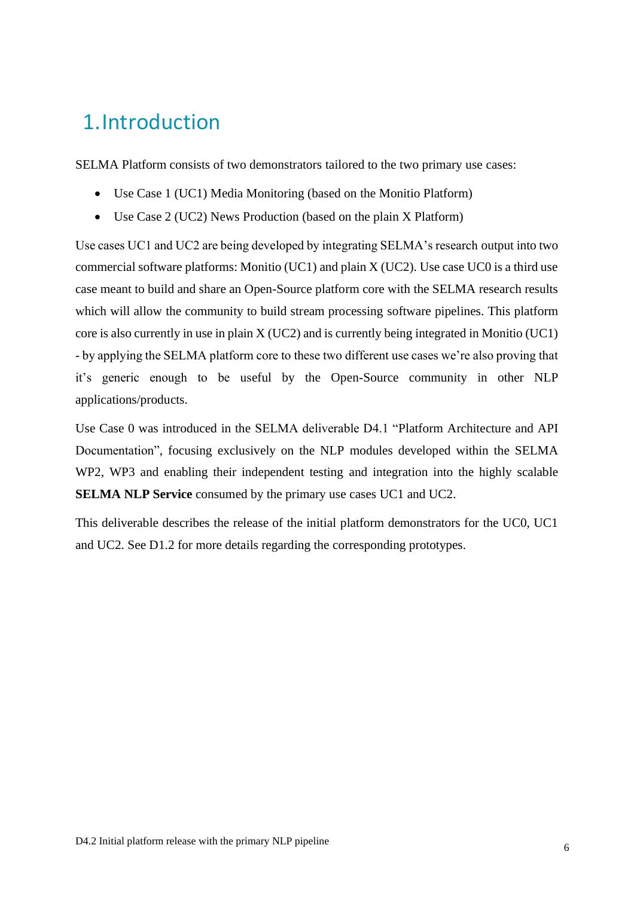# 1. Introduction

SELMA Platform consists of two demonstrators tailored to the two primary use cases:

- Use Case 1 (UC1) Media Monitoring (based on the Monitio Platform)
- Use Case 2 (UC2) News Production (based on the plain X Platform)

Use cases UC1 and UC2 are being developed by integrating SELMA's research output into two commercial software platforms: Monitio (UC1) and plain X (UC2). Use case UC0 is a third use case meant to build and share an Open-Source platform core with the SELMA research results which will allow the community to build stream processing software pipelines. This platform core is also currently in use in plain X (UC2) and is currently being integrated in Monitio (UC1) - by applying the SELMA platform core to these two different use cases we're also proving that it's generic enough to be useful by the Open-Source community in other NLP applications/products.

Use Case 0 was introduced in the SELMA deliverable D4.1 "Platform Architecture and API Documentation", focusing exclusively on the NLP modules developed within the SELMA WP2, WP3 and enabling their independent testing and integration into the highly scalable **SELMA NLP Service** consumed by the primary use cases UC1 and UC2.

This deliverable describes the release of the initial platform demonstrators for the UC0, UC1 and UC2. See D1.2 for more details regarding the corresponding prototypes.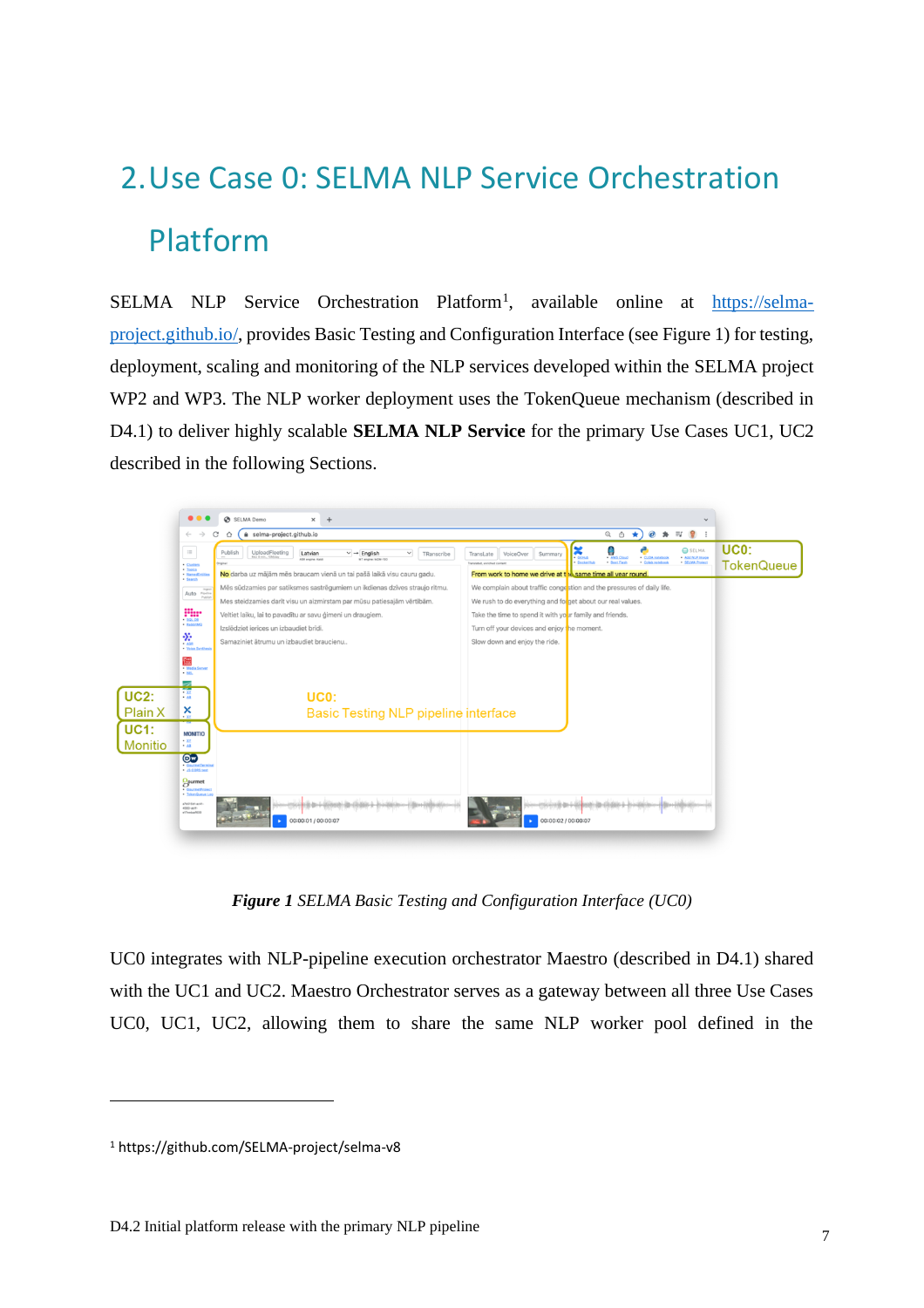## 2. Use Case 0: SELMA NLP Service Orchestration Platform

SELMA NLP Service Orchestration Platform[1], available online at https://selma-project.github.io/, provides Basic Testing and Configuration Interface (see Figure 1) for testing, deployment, scaling and monitoring of the NLP services developed within the SELMA project WP2 and WP3. The NLP worker deployment uses the TokenQueue mechanism (described in D4.1) to deliver highly scalable **SELMA NLP Service** for the primary Use Cases UC1, UC2 described in the following Sections.

***Figure 1*** *SELMA Basic Testing and Configuration Interface (UC0)*

UC0 integrates with NLP-pipeline execution orchestrator Maestro (described in D4.1) shared with the UC1 and UC2. Maestro Orchestrator serves as a gateway between all three Use Cases UC0, UC1, UC2, allowing them to share the same NLP worker pool defined in the

[1] https://github.com/SELMA-project/selma-v8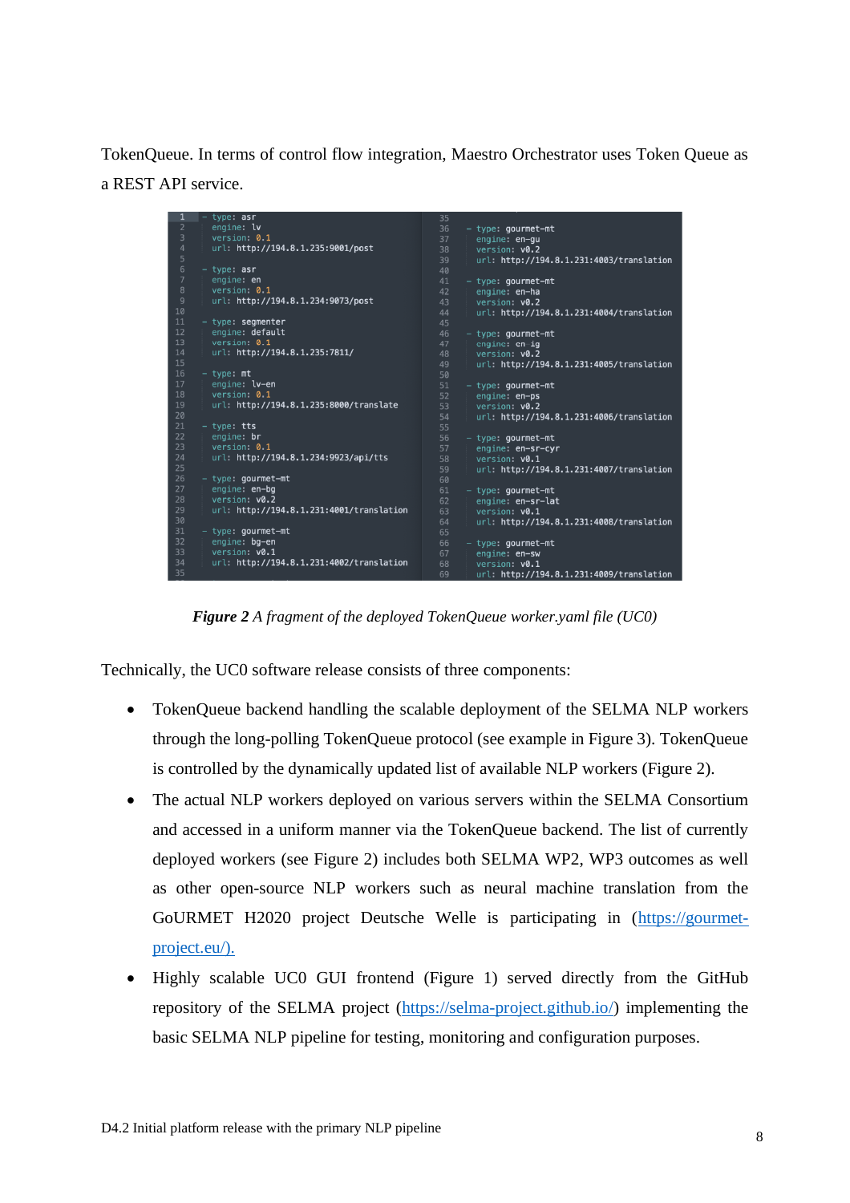TokenQueue. In terms of control flow integration, Maestro Orchestrator uses Token Queue as a REST API service.

```yaml
- type: asr
  engine: lv
  version: 0.1
  url: http://194.8.1.235:9001/post

- type: asr
  engine: en
  version: 0.1
  url: http://194.8.1.234:9073/post

- type: segmenter
  engine: default
  version: 0.1
  url: http://194.8.1.235:7811/

- type: mt
  engine: lv-en
  version: 0.1
  url: http://194.8.1.235:8000/translate

- type: tts
  engine: br
  version: 0.1
  url: http://194.8.1.234:9923/api/tts

- type: gourmet-mt
  engine: en-bg
  version: v0.2
  url: http://194.8.1.231:4001/translation

- type: gourmet-mt
  engine: bg-en
  version: v0.1
  url: http://194.8.1.231:4002/translation

- type: gourmet-mt
  engine: en-gu
  version: v0.2
  url: http://194.8.1.231:4003/translation

- type: gourmet-mt
  engine: en-ha
  version: v0.2
  url: http://194.8.1.231:4004/translation

- type: gourmet-mt
  engine: en-ig
  version: v0.2
  url: http://194.8.1.231:4005/translation

- type: gourmet-mt
  engine: en-ps
  version: v0.2
  url: http://194.8.1.231:4006/translation

- type: gourmet-mt
  engine: en-sr-cyr
  version: v0.1
  url: http://194.8.1.231:4007/translation

- type: gourmet-mt
  engine: en-sr-lat
  version: v0.1
  url: http://194.8.1.231:4008/translation

- type: gourmet-mt
  engine: en-sw
  version: v0.1
  url: http://194.8.1.231:4009/translation
```

***Figure 2*** *A fragment of the deployed TokenQueue worker.yaml file (UC0)*

Technically, the UC0 software release consists of three components:

- TokenQueue backend handling the scalable deployment of the SELMA NLP workers through the long-polling TokenQueue protocol (see example in Figure 3). TokenQueue is controlled by the dynamically updated list of available NLP workers (Figure 2).
- The actual NLP workers deployed on various servers within the SELMA Consortium and accessed in a uniform manner via the TokenQueue backend. The list of currently deployed workers (see Figure 2) includes both SELMA WP2, WP3 outcomes as well as other open-source NLP workers such as neural machine translation from the GoURMET H2020 project Deutsche Welle is participating in (https://gourmet-project.eu/).
- Highly scalable UC0 GUI frontend (Figure 1) served directly from the GitHub repository of the SELMA project (https://selma-project.github.io/) implementing the basic SELMA NLP pipeline for testing, monitoring and configuration purposes.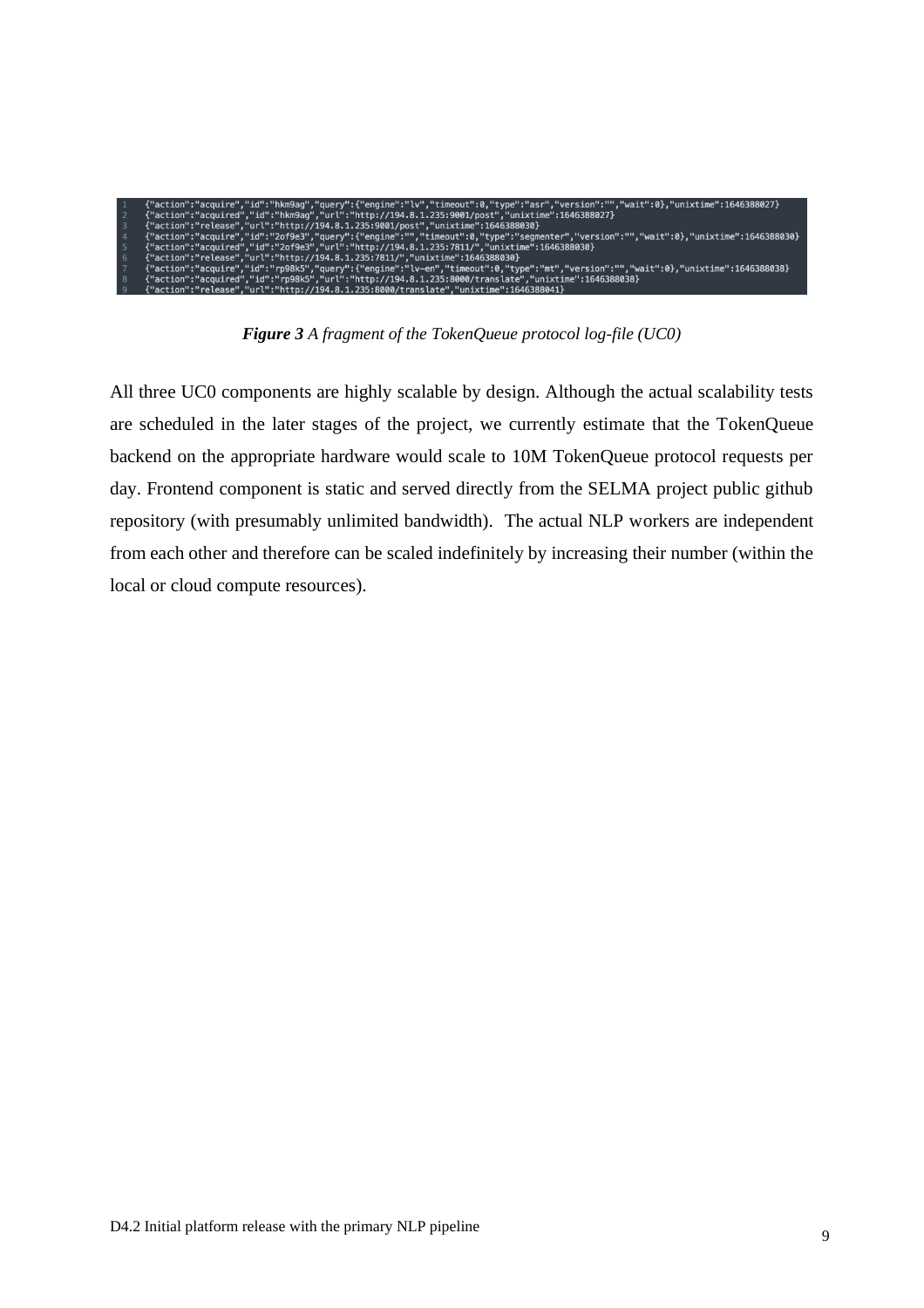```
1  {"action":"acquire","id":"hkm9ag","query":{"engine":"lv","timeout":0,"type":"asr","version":"","wait":0},"unixtime":1646388027}
2  {"action":"acquired","id":"hkm9ag","url":"http://194.8.1.235:9001/post","unixtime":1646388027}
3  {"action":"release","url":"http://194.8.1.235:9001/post","unixtime":1646388030}
4  {"action":"acquire","id":"2of9e3","query":{"engine":"","timeout":0,"type":"segmenter","version":"","wait":0},"unixtime":1646388030}
5  {"action":"acquired","id":"2of9e3","url":"http://194.8.1.235:7811/","unixtime":1646388030}
6  {"action":"release","url":"http://194.8.1.235:7811/","unixtime":1646388030}
7  {"action":"acquire","id":"rp98k5","query":{"engine":"lv-en","timeout":0,"type":"mt","version":"","wait":0},"unixtime":1646388038}
8  {"action":"acquired","id":"rp98k5","url":"http://194.8.1.235:8000/translate","unixtime":1646388038}
9  {"action":"release","url":"http://194.8.1.235:8000/translate","unixtime":1646388041}
```

***Figure 3*** *A fragment of the TokenQueue protocol log-file (UC0)*

All three UC0 components are highly scalable by design. Although the actual scalability tests are scheduled in the later stages of the project, we currently estimate that the TokenQueue backend on the appropriate hardware would scale to 10M TokenQueue protocol requests per day. Frontend component is static and served directly from the SELMA project public github repository (with presumably unlimited bandwidth). The actual NLP workers are independent from each other and therefore can be scaled indefinitely by increasing their number (within the local or cloud compute resources).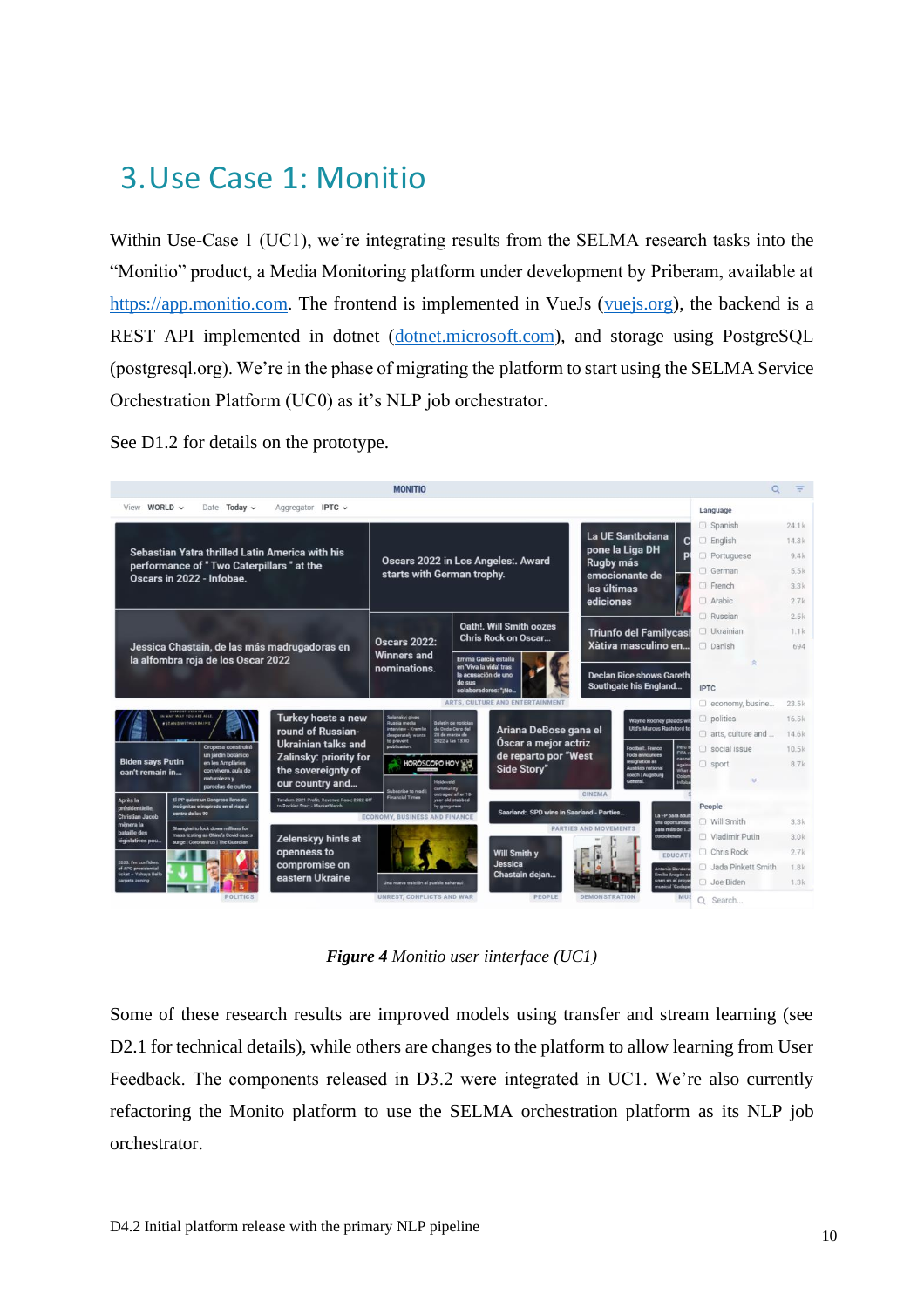# 3. Use Case 1: Monitio

Within Use-Case 1 (UC1), we're integrating results from the SELMA research tasks into the "Monitio" product, a Media Monitoring platform under development by Priberam, available at https://app.monitio.com. The frontend is implemented in VueJs (vuejs.org), the backend is a REST API implemented in dotnet (dotnet.microsoft.com), and storage using PostgreSQL (postgresql.org). We're in the phase of migrating the platform to start using the SELMA Service Orchestration Platform (UC0) as it's NLP job orchestrator.

See D1.2 for details on the prototype.

***Figure 4** Monitio user iinterface (UC1)*

Some of these research results are improved models using transfer and stream learning (see D2.1 for technical details), while others are changes to the platform to allow learning from User Feedback. The components released in D3.2 were integrated in UC1. We're also currently refactoring the Monito platform to use the SELMA orchestration platform as its NLP job orchestrator.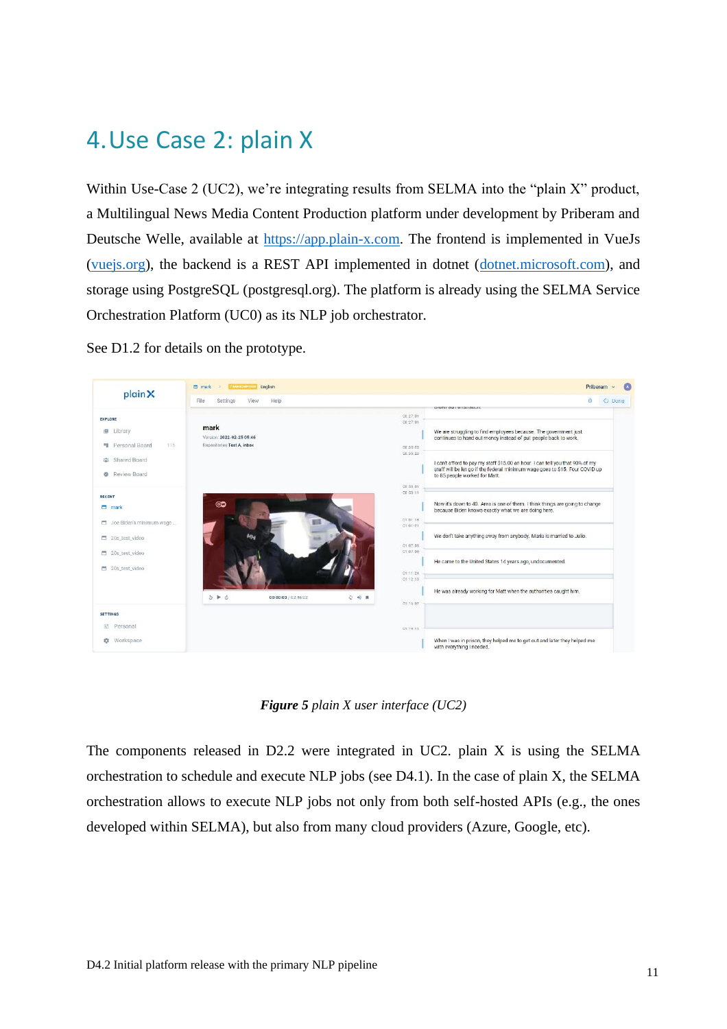# 4. Use Case 2: plain X

Within Use-Case 2 (UC2), we're integrating results from SELMA into the "plain X" product, a Multilingual News Media Content Production platform under development by Priberam and Deutsche Welle, available at https://app.plain-x.com. The frontend is implemented in VueJs (vuejs.org), the backend is a REST API implemented in dotnet (dotnet.microsoft.com), and storage using PostgreSQL (postgresql.org). The platform is already using the SELMA Service Orchestration Platform (UC0) as its NLP job orchestrator.

See D1.2 for details on the prototype.

***Figure 5*** *plain X user interface (UC2)*

The components released in D2.2 were integrated in UC2. plain X is using the SELMA orchestration to schedule and execute NLP jobs (see D4.1). In the case of plain X, the SELMA orchestration allows to execute NLP jobs not only from both self-hosted APIs (e.g., the ones developed within SELMA), but also from many cloud providers (Azure, Google, etc).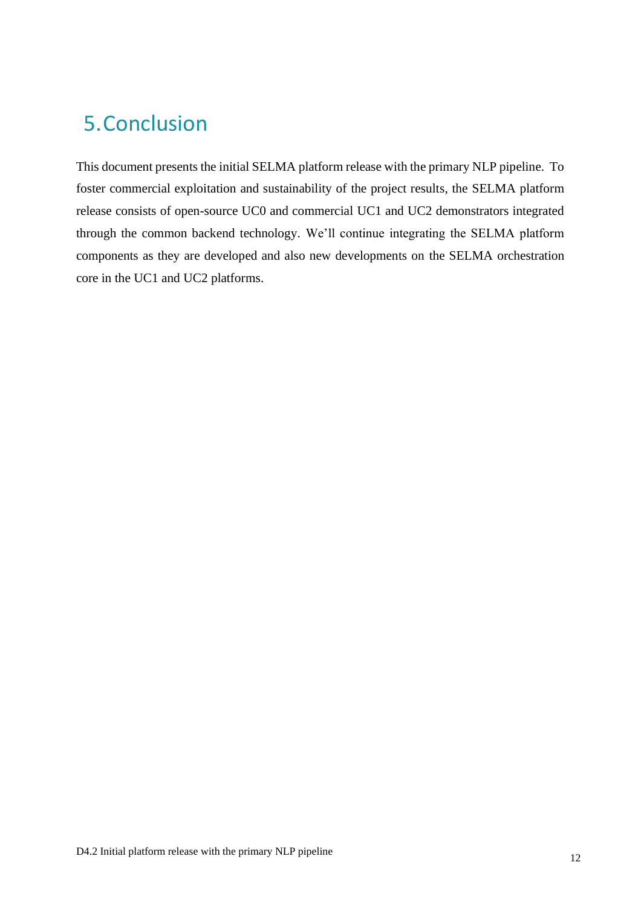# 5. Conclusion

This document presents the initial SELMA platform release with the primary NLP pipeline. To foster commercial exploitation and sustainability of the project results, the SELMA platform release consists of open-source UC0 and commercial UC1 and UC2 demonstrators integrated through the common backend technology. We'll continue integrating the SELMA platform components as they are developed and also new developments on the SELMA orchestration core in the UC1 and UC2 platforms.